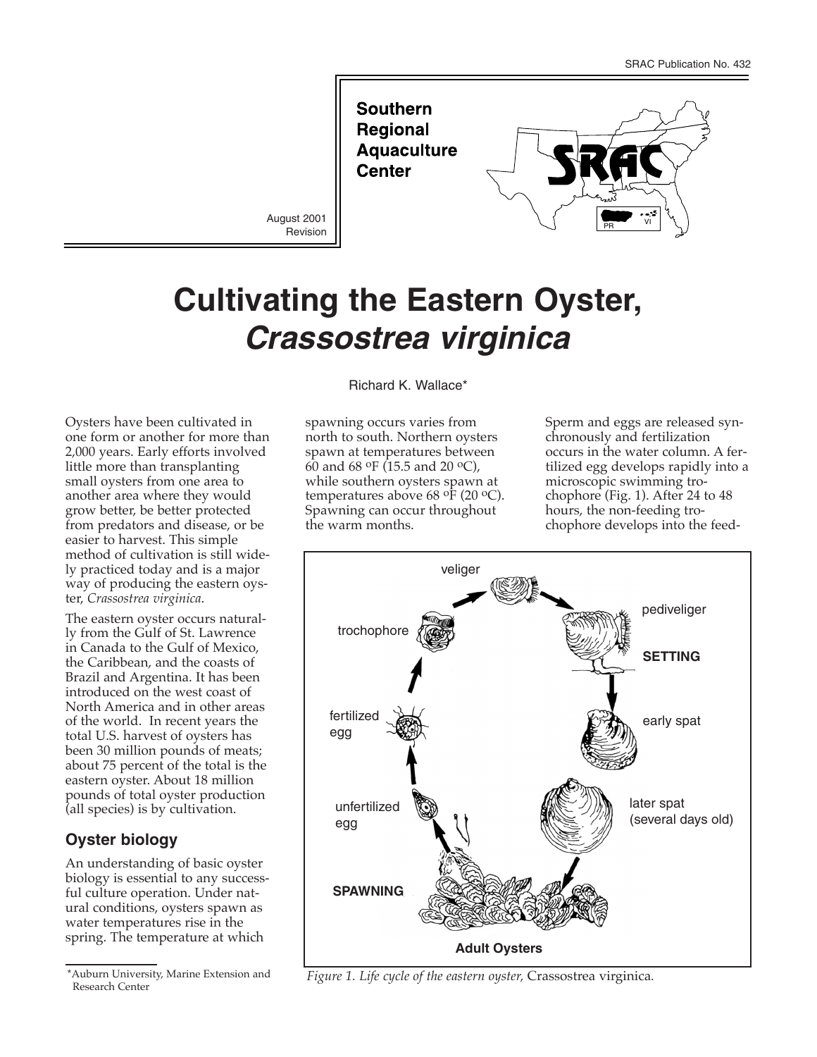SRAC Publication No. 432

Southern Regional Aquaculture Center

August 2001
Revision

# Cultivating the Eastern Oyster, *Crassostrea virginica*

Richard K. Wallace*

Oysters have been cultivated in one form or another for more than 2,000 years. Early efforts involved little more than transplanting small oysters from one area to another area where they would grow better, be better protected from predators and disease, or be easier to harvest. This simple method of cultivation is still widely practiced today and is a major way of producing the eastern oyster, *Crassostrea virginica*.

The eastern oyster occurs naturally from the Gulf of St. Lawrence in Canada to the Gulf of Mexico, the Caribbean, and the coasts of Brazil and Argentina. It has been introduced on the west coast of North America and in other areas of the world. In recent years the total U.S. harvest of oysters has been 30 million pounds of meats; about 75 percent of the total is the eastern oyster. About 18 million pounds of total oyster production (all species) is by cultivation.

## Oyster biology

An understanding of basic oyster biology is essential to any successful culture operation. Under natural conditions, oysters spawn as water temperatures rise in the spring. The temperature at which spawning occurs varies from north to south. Northern oysters spawn at temperatures between 60 and 68 °F (15.5 and 20 °C), while southern oysters spawn at temperatures above 68 °F (20 °C). Spawning can occur throughout the warm months.

Sperm and eggs are released synchronously and fertilization occurs in the water column. A fertilized egg develops rapidly into a microscopic swimming trochophore (Fig. 1). After 24 to 48 hours, the non-feeding trochophore develops into the feed-

*Figure 1. Life cycle of the eastern oyster,* Crassostrea virginica.

*Auburn University, Marine Extension and Research Center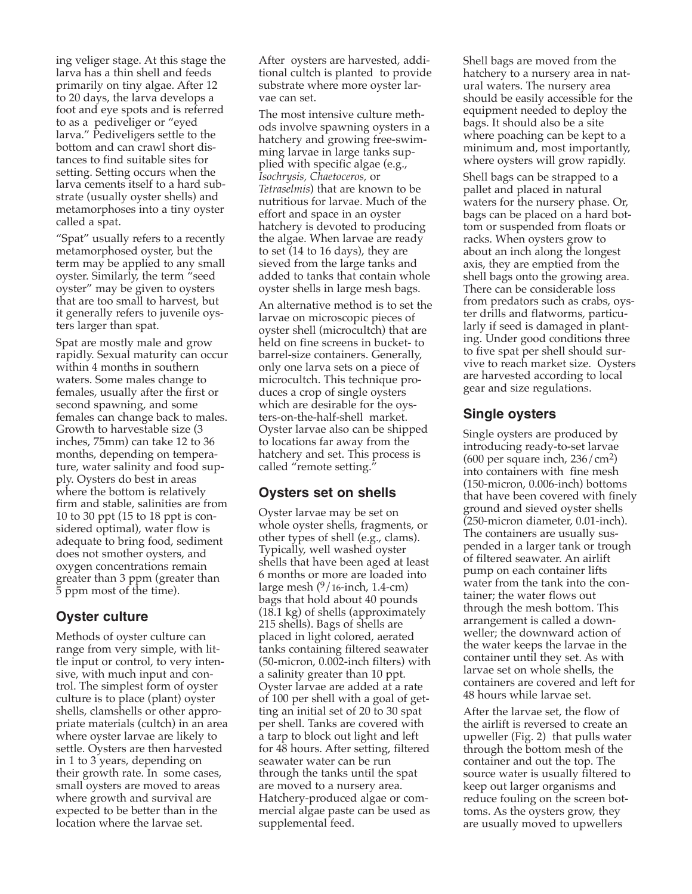ing veliger stage. At this stage the larva has a thin shell and feeds primarily on tiny algae. After 12 to 20 days, the larva develops a foot and eye spots and is referred to as a pediveliger or "eyed larva." Pediveligers settle to the bottom and can crawl short distances to find suitable sites for setting. Setting occurs when the larva cements itself to a hard substrate (usually oyster shells) and metamorphoses into a tiny oyster called a spat.

"Spat" usually refers to a recently metamorphosed oyster, but the term may be applied to any small oyster. Similarly, the term "seed oyster" may be given to oysters that are too small to harvest, but it generally refers to juvenile oysters larger than spat.

Spat are mostly male and grow rapidly. Sexual maturity can occur within 4 months in southern waters. Some males change to females, usually after the first or second spawning, and some females can change back to males. Growth to harvestable size (3 inches, 75mm) can take 12 to 36 months, depending on temperature, water salinity and food supply. Oysters do best in areas where the bottom is relatively firm and stable, salinities are from 10 to 30 ppt (15 to 18 ppt is considered optimal), water flow is adequate to bring food, sediment does not smother oysters, and oxygen concentrations remain greater than 3 ppm (greater than 5 ppm most of the time).

## Oyster culture

Methods of oyster culture can range from very simple, with little input or control, to very intensive, with much input and control. The simplest form of oyster culture is to place (plant) oyster shells, clamshells or other appropriate materials (cultch) in an area where oyster larvae are likely to settle. Oysters are then harvested in 1 to 3 years, depending on their growth rate. In some cases, small oysters are moved to areas where growth and survival are expected to be better than in the location where the larvae set.

After oysters are harvested, additional cultch is planted to provide substrate where more oyster larvae can set.

The most intensive culture methods involve spawning oysters in a hatchery and growing free-swimming larvae in large tanks supplied with specific algae (e.g., *Isochrysis, Chaetoceros,* or *Tetraselmis*) that are known to be nutritious for larvae. Much of the effort and space in an oyster hatchery is devoted to producing the algae. When larvae are ready to set (14 to 16 days), they are sieved from the large tanks and added to tanks that contain whole oyster shells in large mesh bags.

An alternative method is to set the larvae on microscopic pieces of oyster shell (microcultch) that are held on fine screens in bucket- to barrel-size containers. Generally, only one larva sets on a piece of microcultch. This technique produces a crop of single oysters which are desirable for the oysters-on-the-half-shell market. Oyster larvae also can be shipped to locations far away from the hatchery and set. This process is called "remote setting."

## Oysters set on shells

Oyster larvae may be set on whole oyster shells, fragments, or other types of shell (e.g., clams). Typically, well washed oyster shells that have been aged at least 6 months or more are loaded into large mesh ($^{9}/_{16}$-inch, 1.4-cm) bags that hold about 40 pounds (18.1 kg) of shells (approximately 215 shells). Bags of shells are placed in light colored, aerated tanks containing filtered seawater (50-micron, 0.002-inch filters) with a salinity greater than 10 ppt. Oyster larvae are added at a rate of 100 per shell with a goal of getting an initial set of 20 to 30 spat per shell. Tanks are covered with a tarp to block out light and left for 48 hours. After setting, filtered seawater water can be run through the tanks until the spat are moved to a nursery area. Hatchery-produced algae or commercial algae paste can be used as supplemental feed.

Shell bags are moved from the hatchery to a nursery area in natural waters. The nursery area should be easily accessible for the equipment needed to deploy the bags. It should also be a site where poaching can be kept to a minimum and, most importantly, where oysters will grow rapidly.

Shell bags can be strapped to a pallet and placed in natural waters for the nursery phase. Or, bags can be placed on a hard bottom or suspended from floats or racks. When oysters grow to about an inch along the longest axis, they are emptied from the shell bags onto the growing area. There can be considerable loss from predators such as crabs, oyster drills and flatworms, particularly if seed is damaged in planting. Under good conditions three to five spat per shell should survive to reach market size. Oysters are harvested according to local gear and size regulations.

## Single oysters

Single oysters are produced by introducing ready-to-set larvae (600 per square inch, 236/cm$^2$) into containers with fine mesh (150-micron, 0.006-inch) bottoms that have been covered with finely ground and sieved oyster shells (250-micron diameter, 0.01-inch). The containers are usually suspended in a larger tank or trough of filtered seawater. An airlift pump on each container lifts water from the tank into the container; the water flows out through the mesh bottom. This arrangement is called a downweller; the downward action of the water keeps the larvae in the container until they set. As with larvae set on whole shells, the containers are covered and left for 48 hours while larvae set.

After the larvae set, the flow of the airlift is reversed to create an upweller (Fig. 2) that pulls water through the bottom mesh of the container and out the top. The source water is usually filtered to keep out larger organisms and reduce fouling on the screen bottoms. As the oysters grow, they are usually moved to upwellers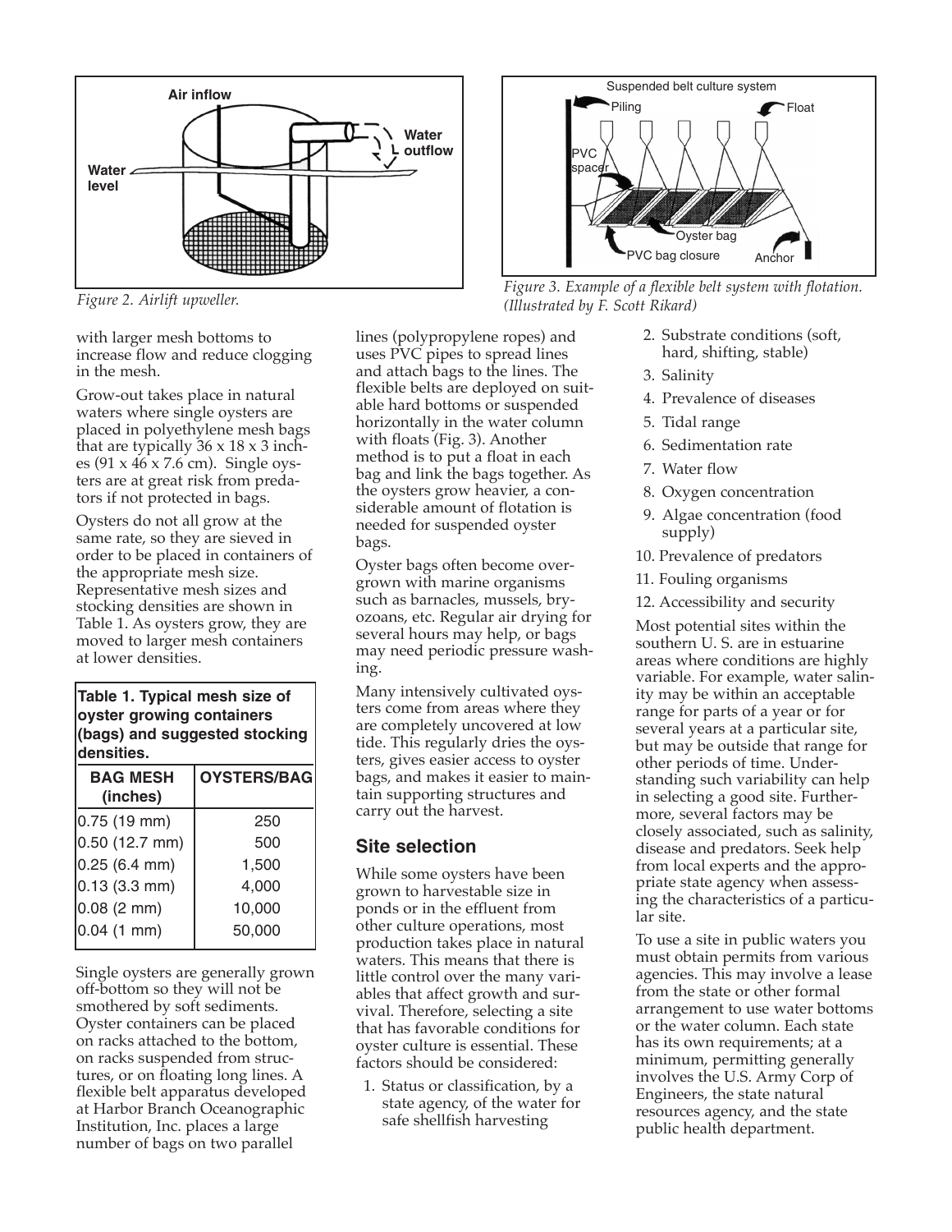*Figure 2. Airlift upweller.*

*Figure 3. Example of a flexible belt system with flotation. (Illustrated by F. Scott Rikard)*

with larger mesh bottoms to increase flow and reduce clogging in the mesh.

Grow-out takes place in natural waters where single oysters are placed in polyethylene mesh bags that are typically 36 x 18 x 3 inches (91 x 46 x 7.6 cm). Single oysters are at great risk from predators if not protected in bags.

Oysters do not all grow at the same rate, so they are sieved in order to be placed in containers of the appropriate mesh size. Representative mesh sizes and stocking densities are shown in Table 1. As oysters grow, they are moved to larger mesh containers at lower densities.

**Table 1. Typical mesh size of oyster growing containers (bags) and suggested stocking densities.**

| BAG MESH (inches) | OYSTERS/BAG |
|---|---|
| 0.75 (19 mm) | 250 |
| 0.50 (12.7 mm) | 500 |
| 0.25 (6.4 mm) | 1,500 |
| 0.13 (3.3 mm) | 4,000 |
| 0.08 (2 mm) | 10,000 |
| 0.04 (1 mm) | 50,000 |

Single oysters are generally grown off-bottom so they will not be smothered by soft sediments. Oyster containers can be placed on racks attached to the bottom, on racks suspended from structures, or on floating long lines. A flexible belt apparatus developed at Harbor Branch Oceanographic Institution, Inc. places a large number of bags on two parallel lines (polypropylene ropes) and uses PVC pipes to spread lines and attach bags to the lines. The flexible belts are deployed on suitable hard bottoms or suspended horizontally in the water column with floats (Fig. 3). Another method is to put a float in each bag and link the bags together. As the oysters grow heavier, a considerable amount of flotation is needed for suspended oyster bags.

Oyster bags often become overgrown with marine organisms such as barnacles, mussels, bryozoans, etc. Regular air drying for several hours may help, or bags may need periodic pressure washing.

Many intensively cultivated oysters come from areas where they are completely uncovered at low tide. This regularly dries the oysters, gives easier access to oyster bags, and makes it easier to maintain supporting structures and carry out the harvest.

## Site selection

While some oysters have been grown to harvestable size in ponds or in the effluent from other culture operations, most production takes place in natural waters. This means that there is little control over the many variables that affect growth and survival. Therefore, selecting a site that has favorable conditions for oyster culture is essential. These factors should be considered:

1. Status or classification, by a state agency, of the water for safe shellfish harvesting
2. Substrate conditions (soft, hard, shifting, stable)
3. Salinity
4. Prevalence of diseases
5. Tidal range
6. Sedimentation rate
7. Water flow
8. Oxygen concentration
9. Algae concentration (food supply)
10. Prevalence of predators
11. Fouling organisms
12. Accessibility and security

Most potential sites within the southern U. S. are in estuarine areas where conditions are highly variable. For example, water salinity may be within an acceptable range for parts of a year or for several years at a particular site, but may be outside that range for other periods of time. Understanding such variability can help in selecting a good site. Furthermore, several factors may be closely associated, such as salinity, disease and predators. Seek help from local experts and the appropriate state agency when assessing the characteristics of a particular site.

To use a site in public waters you must obtain permits from various agencies. This may involve a lease from the state or other formal arrangement to use water bottoms or the water column. Each state has its own requirements; at a minimum, permitting generally involves the U.S. Army Corp of Engineers, the state natural resources agency, and the state public health department.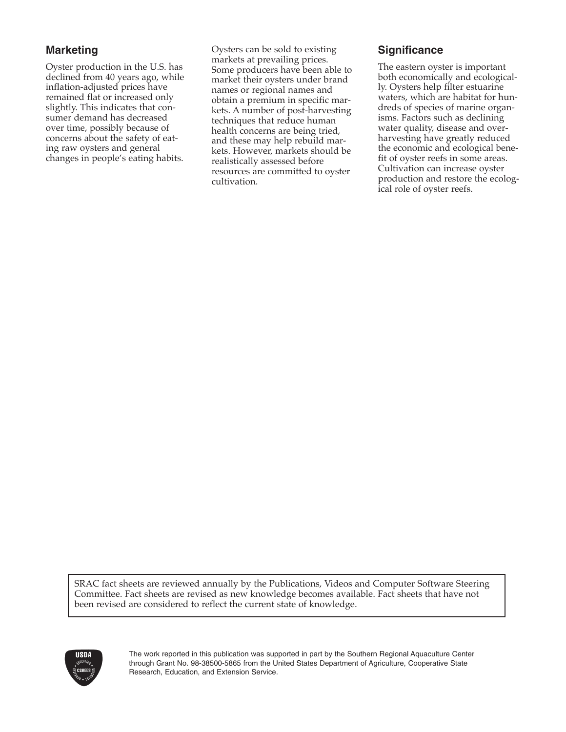## Marketing

Oyster production in the U.S. has declined from 40 years ago, while inflation-adjusted prices have remained flat or increased only slightly. This indicates that consumer demand has decreased over time, possibly because of concerns about the safety of eating raw oysters and general changes in people's eating habits.

Oysters can be sold to existing markets at prevailing prices. Some producers have been able to market their oysters under brand names or regional names and obtain a premium in specific markets. A number of post-harvesting techniques that reduce human health concerns are being tried, and these may help rebuild markets. However, markets should be realistically assessed before resources are committed to oyster cultivation.

## Significance

The eastern oyster is important both economically and ecologically. Oysters help filter estuarine waters, which are habitat for hundreds of species of marine organisms. Factors such as declining water quality, disease and overharvesting have greatly reduced the economic and ecological benefit of oyster reefs in some areas. Cultivation can increase oyster production and restore the ecological role of oyster reefs.

SRAC fact sheets are reviewed annually by the Publications, Videos and Computer Software Steering Committee. Fact sheets are revised as new knowledge becomes available. Fact sheets that have not been revised are considered to reflect the current state of knowledge.

The work reported in this publication was supported in part by the Southern Regional Aquaculture Center through Grant No. 98-38500-5865 from the United States Department of Agriculture, Cooperative State Research, Education, and Extension Service.